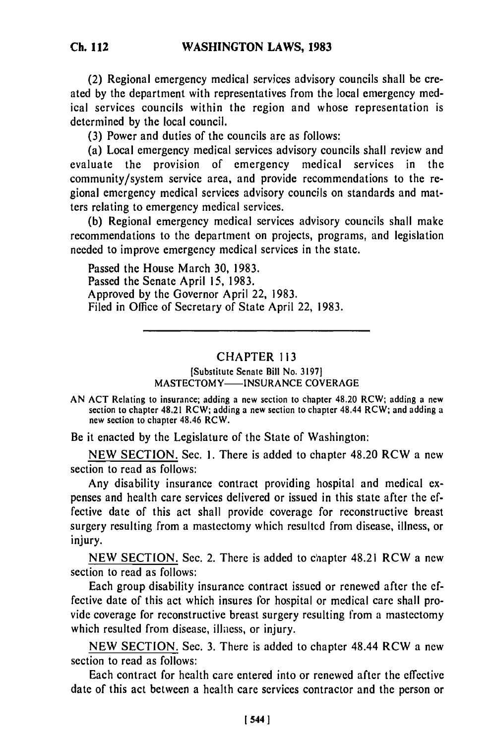(2) Regional emergency medical services advisory councils shall be created by the department with representatives from the local emergency medical services councils within the region and whose representation is determined by the local council.

(3) Power and duties of the councils are as follows:

(a) Local emergency medical services advisory councils shall review and evaluate the provision of emergency medical services in the community/system service area, and provide recommendations to the regional emergency medical services advisory councils on standards and matters relating to emergency medical services.

(b) Regional emergency medical services advisory councils shall make recommendations to the department on projects, programs, and legislation needed to improve emergency medical services in the state.

Passed the House March 30, 1983.
Passed the Senate April 15, 1983.
Approved by the Governor April 22, 1983.
Filed in Office of Secretary of State April 22, 1983.

---

## CHAPTER 113

[Substitute Senate Bill No. 3197]
MASTECTOMY——INSURANCE COVERAGE

AN ACT Relating to insurance; adding a new section to chapter 48.20 RCW; adding a new section to chapter 48.21 RCW; adding a new section to chapter 48.44 RCW; and adding a new section to chapter 48.46 RCW.

Be it enacted by the Legislature of the State of Washington:

NEW SECTION. Sec. 1. There is added to chapter 48.20 RCW a new section to read as follows:

Any disability insurance contract providing hospital and medical expenses and health care services delivered or issued in this state after the effective date of this act shall provide coverage for reconstructive breast surgery resulting from a mastectomy which resulted from disease, illness, or injury.

NEW SECTION. Sec. 2. There is added to chapter 48.21 RCW a new section to read as follows:

Each group disability insurance contract issued or renewed after the effective date of this act which insures for hospital or medical care shall provide coverage for reconstructive breast surgery resulting from a mastectomy which resulted from disease, illness, or injury.

NEW SECTION. Sec. 3. There is added to chapter 48.44 RCW a new section to read as follows:

Each contract for health care entered into or renewed after the effective date of this act between a health care services contractor and the person or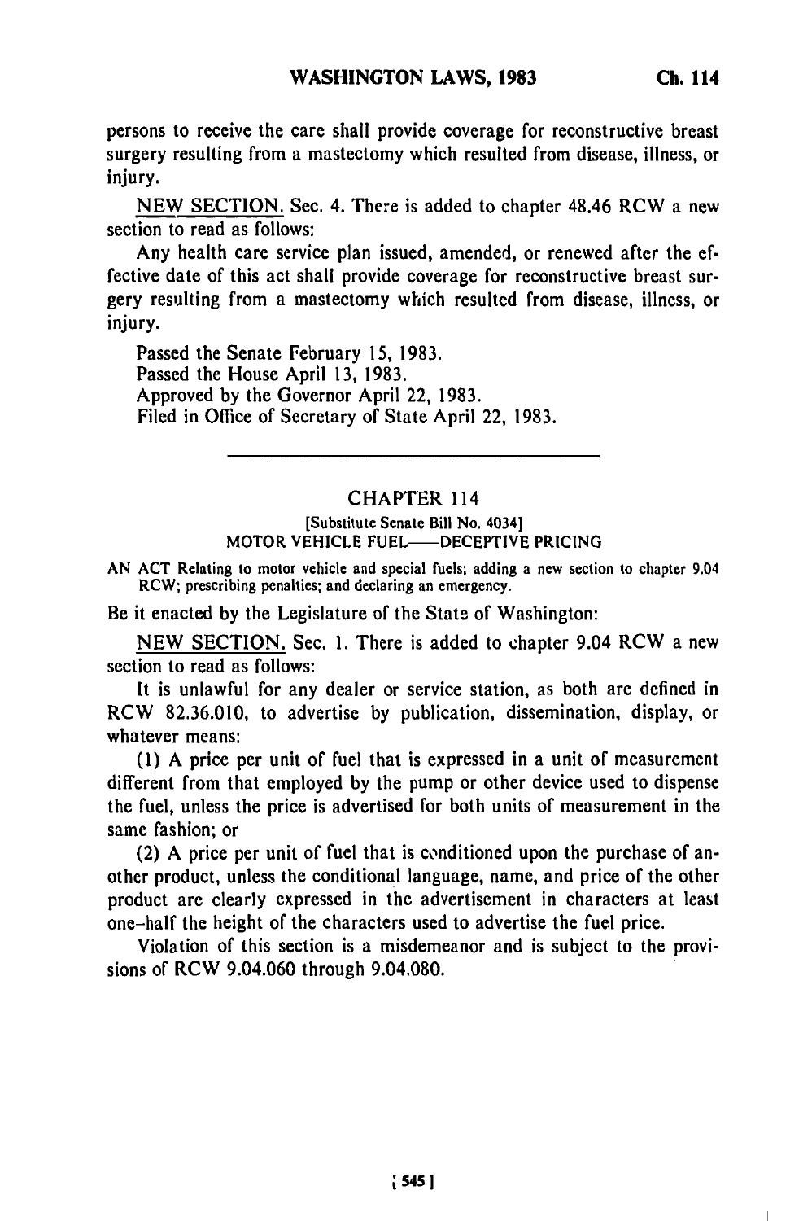persons to receive the care shall provide coverage for reconstructive breast surgery resulting from a mastectomy which resulted from disease, illness, or injury.

NEW SECTION. Sec. 4. There is added to chapter 48.46 RCW a new section to read as follows:

Any health care service plan issued, amended, or renewed after the effective date of this act shall provide coverage for reconstructive breast surgery resulting from a mastectomy which resulted from disease, illness, or injury.

Passed the Senate February 15, 1983.
Passed the House April 13, 1983.
Approved by the Governor April 22, 1983.
Filed in Office of Secretary of State April 22, 1983.

---

## CHAPTER 114

[Substitute Senate Bill No. 4034]
MOTOR VEHICLE FUEL—DECEPTIVE PRICING

AN ACT Relating to motor vehicle and special fuels; adding a new section to chapter 9.04 RCW; prescribing penalties; and declaring an emergency.

Be it enacted by the Legislature of the State of Washington:

NEW SECTION. Sec. 1. There is added to chapter 9.04 RCW a new section to read as follows:

It is unlawful for any dealer or service station, as both are defined in RCW 82.36.010, to advertise by publication, dissemination, display, or whatever means:

(1) A price per unit of fuel that is expressed in a unit of measurement different from that employed by the pump or other device used to dispense the fuel, unless the price is advertised for both units of measurement in the same fashion; or

(2) A price per unit of fuel that is conditioned upon the purchase of another product, unless the conditional language, name, and price of the other product are clearly expressed in the advertisement in characters at least one-half the height of the characters used to advertise the fuel price.

Violation of this section is a misdemeanor and is subject to the provisions of RCW 9.04.060 through 9.04.080.